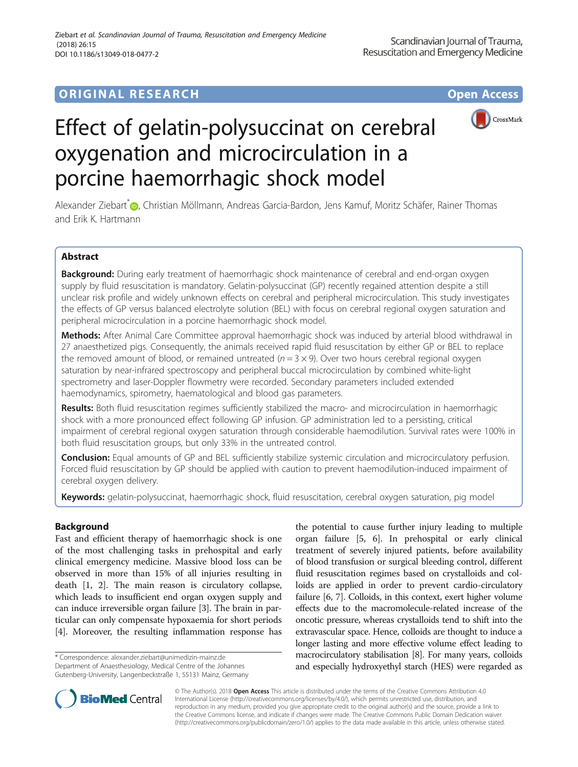ORIGINAL RESEARCH

Open Access

# Effect of gelatin-polysuccinat on cerebral oxygenation and microcirculation in a porcine haemorrhagic shock model

Alexander Ziebart*, Christian Möllmann, Andreas Garcia-Bardon, Jens Kamuf, Moritz Schäfer, Rainer Thomas and Erik K. Hartmann

## Abstract

**Background:** During early treatment of haemorrhagic shock maintenance of cerebral and end-organ oxygen supply by fluid resuscitation is mandatory. Gelatin-polysuccinat (GP) recently regained attention despite a still unclear risk profile and widely unknown effects on cerebral and peripheral microcirculation. This study investigates the effects of GP versus balanced electrolyte solution (BEL) with focus on cerebral regional oxygen saturation and peripheral microcirculation in a porcine haemorrhagic shock model.

**Methods:** After Animal Care Committee approval haemorrhagic shock was induced by arterial blood withdrawal in 27 anaesthetized pigs. Consequently, the animals received rapid fluid resuscitation by either GP or BEL to replace the removed amount of blood, or remained untreated ($n = 3 \times 9$). Over two hours cerebral regional oxygen saturation by near-infrared spectroscopy and peripheral buccal microcirculation by combined white-light spectrometry and laser-Doppler flowmetry were recorded. Secondary parameters included extended haemodynamics, spirometry, haematological and blood gas parameters.

**Results:** Both fluid resuscitation regimes sufficiently stabilized the macro- and microcirculation in haemorrhagic shock with a more pronounced effect following GP infusion. GP administration led to a persisting, critical impairment of cerebral regional oxygen saturation through considerable haemodilution. Survival rates were 100% in both fluid resuscitation groups, but only 33% in the untreated control.

**Conclusion:** Equal amounts of GP and BEL sufficiently stabilize systemic circulation and microcirculatory perfusion. Forced fluid resuscitation by GP should be applied with caution to prevent haemodilution-induced impairment of cerebral oxygen delivery.

**Keywords:** gelatin-polysuccinat, haemorrhagic shock, fluid resuscitation, cerebral oxygen saturation, pig model

## Background

Fast and efficient therapy of haemorrhagic shock is one of the most challenging tasks in prehospital and early clinical emergency medicine. Massive blood loss can be observed in more than 15% of all injuries resulting in death [1, 2]. The main reason is circulatory collapse, which leads to insufficient end organ oxygen supply and can induce irreversible organ failure [3]. The brain in particular can only compensate hypoxaemia for short periods [4]. Moreover, the resulting inflammation response has the potential to cause further injury leading to multiple organ failure [5, 6]. In prehospital or early clinical treatment of severely injured patients, before availability of blood transfusion or surgical bleeding control, different fluid resuscitation regimes based on crystalloids and colloids are applied in order to prevent cardio-circulatory failure [6, 7]. Colloids, in this context, exert higher volume effects due to the macromolecule-related increase of the oncotic pressure, whereas crystalloids tend to shift into the extravascular space. Hence, colloids are thought to induce a longer lasting and more effective volume effect leading to macrocirculatory stabilisation [8]. For many years, colloids and especially hydroxyethyl starch (HES) were regarded as

\* Correspondence: alexander.ziebart@unimedizin-mainz.de
Department of Anaesthesiology, Medical Centre of the Johannes Gutenberg-University, Langenbeckstraße 1, 55131 Mainz, Germany

© The Author(s). 2018 **Open Access** This article is distributed under the terms of the Creative Commons Attribution 4.0 International License (http://creativecommons.org/licenses/by/4.0/), which permits unrestricted use, distribution, and reproduction in any medium, provided you give appropriate credit to the original author(s) and the source, provide a link to the Creative Commons license, and indicate if changes were made. The Creative Commons Public Domain Dedication waiver (http://creativecommons.org/publicdomain/zero/1.0/) applies to the data made available in this article, unless otherwise stated.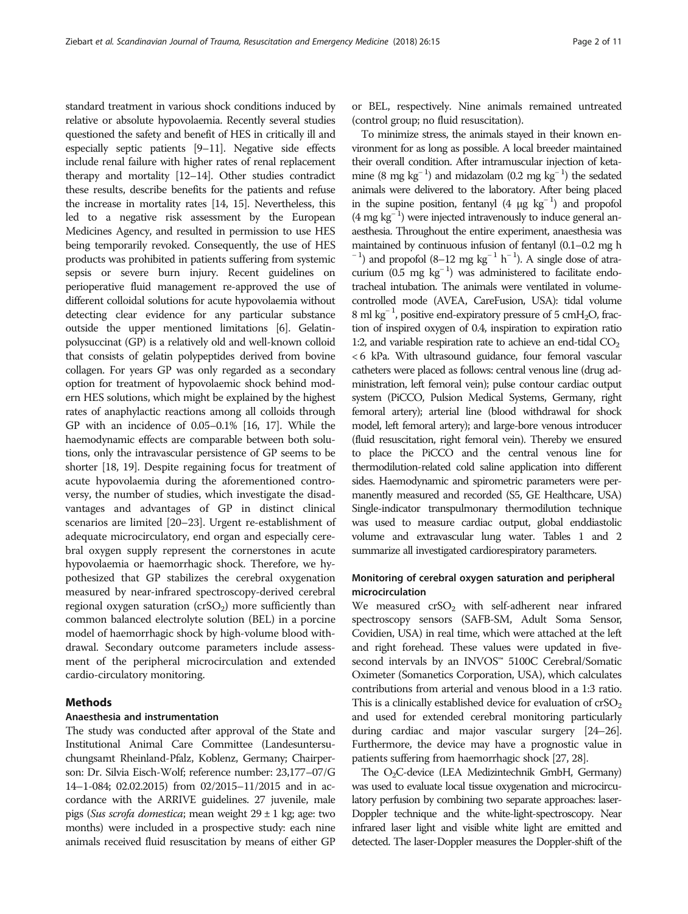standard treatment in various shock conditions induced by relative or absolute hypovolaemia. Recently several studies questioned the safety and benefit of HES in critically ill and especially septic patients [9–11]. Negative side effects include renal failure with higher rates of renal replacement therapy and mortality [12–14]. Other studies contradict these results, describe benefits for the patients and refuse the increase in mortality rates [14, 15]. Nevertheless, this led to a negative risk assessment by the European Medicines Agency, and resulted in permission to use HES being temporarily revoked. Consequently, the use of HES products was prohibited in patients suffering from systemic sepsis or severe burn injury. Recent guidelines on perioperative fluid management re-approved the use of different colloidal solutions for acute hypovolaemia without detecting clear evidence for any particular substance outside the upper mentioned limitations [6]. Gelatinpolysuccinat (GP) is a relatively old and well-known colloid that consists of gelatin polypeptides derived from bovine collagen. For years GP was only regarded as a secondary option for treatment of hypovolaemic shock behind modern HES solutions, which might be explained by the highest rates of anaphylactic reactions among all colloids through GP with an incidence of 0.05–0.1% [16, 17]. While the haemodynamic effects are comparable between both solutions, only the intravascular persistence of GP seems to be shorter [18, 19]. Despite regaining focus for treatment of acute hypovolaemia during the aforementioned controversy, the number of studies, which investigate the disadvantages and advantages of GP in distinct clinical scenarios are limited [20–23]. Urgent re-establishment of adequate microcirculatory, end organ and especially cerebral oxygen supply represent the cornerstones in acute hypovolaemia or haemorrhagic shock. Therefore, we hypothesized that GP stabilizes the cerebral oxygenation measured by near-infrared spectroscopy-derived cerebral regional oxygen saturation ($crSO_2$) more sufficiently than common balanced electrolyte solution (BEL) in a porcine model of haemorrhagic shock by high-volume blood withdrawal. Secondary outcome parameters include assessment of the peripheral microcirculation and extended cardio-circulatory monitoring.

## Methods

### Anaesthesia and instrumentation

The study was conducted after approval of the State and Institutional Animal Care Committee (Landesuntersuchungsamt Rheinland-Pfalz, Koblenz, Germany; Chairperson: Dr. Silvia Eisch-Wolf; reference number: 23,177–07/G 14–1-084; 02.02.2015) from 02/2015–11/2015 and in accordance with the ARRIVE guidelines. 27 juvenile, male pigs (*Sus scrofa domestica*; mean weight 29 ± 1 kg; age: two months) were included in a prospective study: each nine animals received fluid resuscitation by means of either GP or BEL, respectively. Nine animals remained untreated (control group; no fluid resuscitation).

To minimize stress, the animals stayed in their known environment for as long as possible. A local breeder maintained their overall condition. After intramuscular injection of ketamine (8 mg $kg^{-1}$) and midazolam (0.2 mg $kg^{-1}$) the sedated animals were delivered to the laboratory. After being placed in the supine position, fentanyl (4 μg $kg^{-1}$) and propofol (4 mg $kg^{-1}$) were injected intravenously to induce general anaesthesia. Throughout the entire experiment, anaesthesia was maintained by continuous infusion of fentanyl (0.1–0.2 mg $h^{-1}$) and propofol (8–12 mg $kg^{-1}$ $h^{-1}$). A single dose of atracurium (0.5 mg $kg^{-1}$) was administered to facilitate endotracheal intubation. The animals were ventilated in volume-controlled mode (AVEA, CareFusion, USA): tidal volume 8 ml $kg^{-1}$, positive end-expiratory pressure of 5 $cmH_2O$, fraction of inspired oxygen of 0.4, inspiration to expiration ratio 1:2, and variable respiration rate to achieve an end-tidal $CO_2$ < 6 kPa. With ultrasound guidance, four femoral vascular catheters were placed as follows: central venous line (drug administration, left femoral vein); pulse contour cardiac output system (PiCCO, Pulsion Medical Systems, Germany, right femoral artery); arterial line (blood withdrawal for shock model, left femoral artery); and large-bore venous introducer (fluid resuscitation, right femoral vein). Thereby we ensured to place the PiCCO and the central venous line for thermodilution-related cold saline application into different sides. Haemodynamic and spirometric parameters were permanently measured and recorded (S5, GE Healthcare, USA) Single-indicator transpulmonary thermodilution technique was used to measure cardiac output, global enddiastolic volume and extravascular lung water. Tables 1 and 2 summarize all investigated cardiorespiratory parameters.

### Monitoring of cerebral oxygen saturation and peripheral microcirculation

We measured $crSO_2$ with self-adherent near infrared spectroscopy sensors (SAFB-SM, Adult Soma Sensor, Covidien, USA) in real time, which were attached at the left and right forehead. These values were updated in five-second intervals by an INVOS™ 5100C Cerebral/Somatic Oximeter (Somanetics Corporation, USA), which calculates contributions from arterial and venous blood in a 1:3 ratio. This is a clinically established device for evaluation of $crSO_2$ and used for extended cerebral monitoring particularly during cardiac and major vascular surgery [24–26]. Furthermore, the device may have a prognostic value in patients suffering from haemorrhagic shock [27, 28].

The $O_2C$-device (LEA Medizintechnik GmbH, Germany) was used to evaluate local tissue oxygenation and microcirculatory perfusion by combining two separate approaches: laser-Doppler technique and the white-light-spectroscopy. Near infrared laser light and visible white light are emitted and detected. The laser-Doppler measures the Doppler-shift of the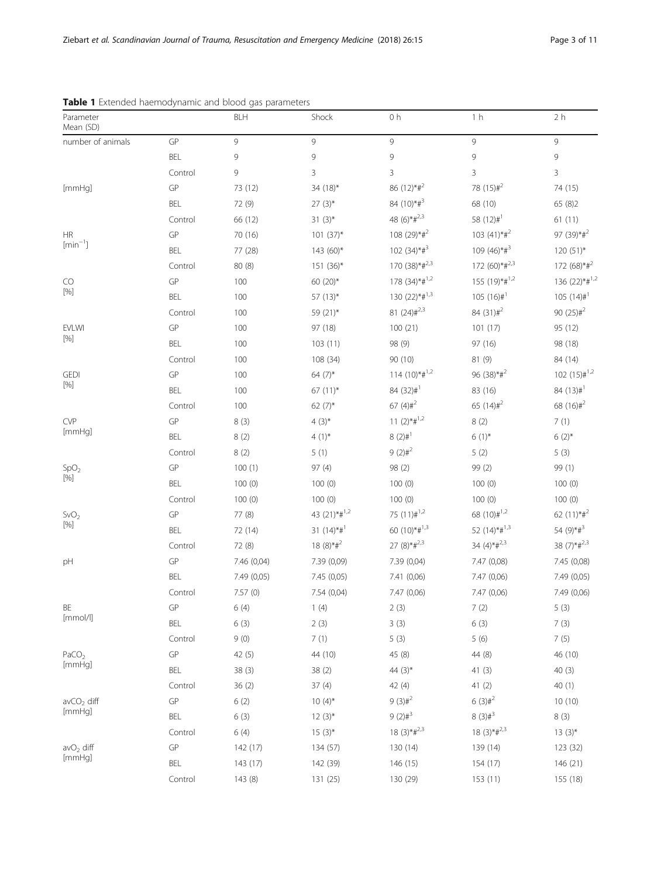**Table 1** Extended haemodynamic and blood gas parameters

| Parameter Mean (SD) | | BLH | Shock | 0 h | 1 h | 2 h |
|---|---|---|---|---|---|---|
| number of animals | GP | 9 | 9 | 9 | 9 | 9 |
| | BEL | 9 | 9 | 9 | 9 | 9 |
| | Control | 9 | 3 | 3 | 3 | 3 |
| [mmHg] | GP | 73 (12) | 34 (18)* | 86 (12)*#[2] | 78 (15)#[2] | 74 (15) |
| | BEL | 72 (9) | 27 (3)* | 84 (10)*#[3] | 68 (10) | 65 (8)2 |
| | Control | 66 (12) | 31 (3)* | 48 (6)*#[2,3] | 58 (12)#[1] | 61 (11) |
| HR [$min^{-1}$] | GP | 70 (16) | 101 (37)* | 108 (29)*#[2] | 103 (41)*#[2] | 97 (39)*#[2] |
| | BEL | 77 (28) | 143 (60)* | 102 (34)*#[3] | 109 (46)*#[3] | 120 (51)* |
| | Control | 80 (8) | 151 (36)* | 170 (38)*#[2,3] | 172 (60)*#[2,3] | 172 (68)*#[2] |
| CO [%] | GP | 100 | 60 (20)* | 178 (34)*#[1,2] | 155 (19)*#[1,2] | 136 (22)*#[1,2] |
| | BEL | 100 | 57 (13)* | 130 (22)*#[1,3] | 105 (16)#[1] | 105 (14)#[1] |
| | Control | 100 | 59 (21)* | 81 (24)#[2,3] | 84 (31)#[2] | 90 (25)#[2] |
| EVLWI [%] | GP | 100 | 97 (18) | 100 (21) | 101 (17) | 95 (12) |
| | BEL | 100 | 103 (11) | 98 (9) | 97 (16) | 98 (18) |
| | Control | 100 | 108 (34) | 90 (10) | 81 (9) | 84 (14) |
| GEDI [%] | GP | 100 | 64 (7)* | 114 (10)*#[1,2] | 96 (38)*#[2] | 102 (15)#[1,2] |
| | BEL | 100 | 67 (11)* | 84 (32)#[1] | 83 (16) | 84 (13)#[1] |
| | Control | 100 | 62 (7)* | 67 (4)#[2] | 65 (14)#[2] | 68 (16)#[2] |
| CVP [mmHg] | GP | 8 (3) | 4 (3)* | 11 (2)*#[1,2] | 8 (2) | 7 (1) |
| | BEL | 8 (2) | 4 (1)* | 8 (2)#[1] | 6 (1)* | 6 (2)* |
| | Control | 8 (2) | 5 (1) | 9 (2)#[2] | 5 (2) | 5 (3) |
| $SpO_2$ [%] | GP | 100 (1) | 97 (4) | 98 (2) | 99 (2) | 99 (1) |
| | BEL | 100 (0) | 100 (0) | 100 (0) | 100 (0) | 100 (0) |
| | Control | 100 (0) | 100 (0) | 100 (0) | 100 (0) | 100 (0) |
| $SvO_2$ [%] | GP | 77 (8) | 43 (21)*#[1,2] | 75 (11)#[1,2] | 68 (10)#[1,2] | 62 (11)*#[2] |
| | BEL | 72 (14) | 31 (14)*#[1] | 60 (10)*#[1,3] | 52 (14)*#[1,3] | 54 (9)*#[3] |
| | Control | 72 (8) | 18 (8)*#[2] | 27 (8)*#[2,3] | 34 (4)*#[2,3] | 38 (7)*#[2,3] |
| pH | GP | 7.46 (0,04) | 7.39 (0,09) | 7.39 (0,04) | 7.47 (0,08) | 7.45 (0,08) |
| | BEL | 7.49 (0,05) | 7.45 (0,05) | 7.41 (0,06) | 7.47 (0,06) | 7.49 (0,05) |
| | Control | 7.57 (0) | 7.54 (0,04) | 7.47 (0,06) | 7.47 (0,06) | 7.49 (0,06) |
| BE [mmol/l] | GP | 6 (4) | 1 (4) | 2 (3) | 7 (2) | 5 (3) |
| | BEL | 6 (3) | 2 (3) | 3 (3) | 6 (3) | 7 (3) |
| | Control | 9 (0) | 7 (1) | 5 (3) | 5 (6) | 7 (5) |
| $PaCO_2$ [mmHg] | GP | 42 (5) | 44 (10) | 45 (8) | 44 (8) | 46 (10) |
| | BEL | 38 (3) | 38 (2) | 44 (3)* | 41 (3) | 40 (3) |
| | Control | 36 (2) | 37 (4) | 42 (4) | 41 (2) | 40 (1) |
| $avCO_2$ diff [mmHg] | GP | 6 (2) | 10 (4)* | 9 (3)#[2] | 6 (3)#[2] | 10 (10) |
| | BEL | 6 (3) | 12 (3)* | 9 (2)#[3] | 8 (3)#[3] | 8 (3) |
| | Control | 6 (4) | 15 (3)* | 18 (3)*#[2,3] | 18 (3)*#[2,3] | 13 (3)* |
| $avO_2$ diff [mmHg] | GP | 142 (17) | 134 (57) | 130 (14) | 139 (14) | 123 (32) |
| | BEL | 143 (17) | 142 (39) | 146 (15) | 154 (17) | 146 (21) |
| | Control | 143 (8) | 131 (25) | 130 (29) | 153 (11) | 155 (18) |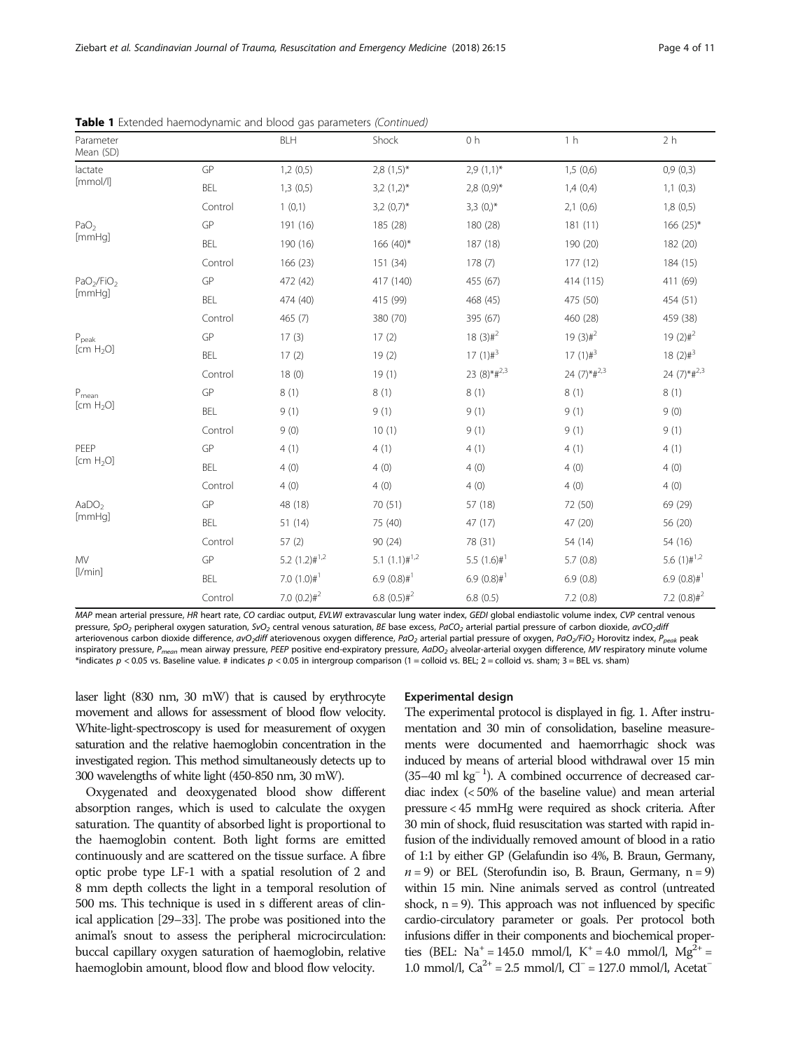**Table 1** Extended haemodynamic and blood gas parameters *(Continued)*

| Parameter Mean (SD) | | BLH | Shock | 0 h | 1 h | 2 h |
|---|---|---|---|---|---|---|
| lactate [mmol/l] | GP | 1,2 (0,5) | 2,8 (1,5)* | 2,9 (1,1)* | 1,5 (0,6) | 0,9 (0,3) |
| | BEL | 1,3 (0,5) | 3,2 (1,2)* | 2,8 (0,9)* | 1,4 (0,4) | 1,1 (0,3) |
| | Control | 1 (0,1) | 3,2 (0,7)* | 3,3 (0,)* | 2,1 (0,6) | 1,8 (0,5) |
| $PaO_2$ [mmHg] | GP | 191 (16) | 185 (28) | 180 (28) | 181 (11) | 166 (25)* |
| | BEL | 190 (16) | 166 (40)* | 187 (18) | 190 (20) | 182 (20) |
| | Control | 166 (23) | 151 (34) | 178 (7) | 177 (12) | 184 (15) |
| $PaO_2/FiO_2$ [mmHg] | GP | 472 (42) | 417 (140) | 455 (67) | 414 (115) | 411 (69) |
| | BEL | 474 (40) | 415 (99) | 468 (45) | 475 (50) | 454 (51) |
| | Control | 465 (7) | 380 (70) | 395 (67) | 460 (28) | 459 (38) |
| $P_{peak}$ [cm $H_2O$] | GP | 17 (3) | 17 (2) | 18 (3)#[2] | 19 (3)#[2] | 19 (2)#[2] |
| | BEL | 17 (2) | 19 (2) | 17 (1)#[3] | 17 (1)#[3] | 18 (2)#[3] |
| | Control | 18 (0) | 19 (1) | 23 (8)*#[2,3] | 24 (7)*#[2,3] | 24 (7)*#[2,3] |
| $P_{mean}$ [cm $H_2O$] | GP | 8 (1) | 8 (1) | 8 (1) | 8 (1) | 8 (1) |
| | BEL | 9 (1) | 9 (1) | 9 (1) | 9 (1) | 9 (0) |
| | Control | 9 (0) | 10 (1) | 9 (1) | 9 (1) | 9 (1) |
| PEEP [cm $H_2O$] | GP | 4 (1) | 4 (1) | 4 (1) | 4 (1) | 4 (1) |
| | BEL | 4 (0) | 4 (0) | 4 (0) | 4 (0) | 4 (0) |
| | Control | 4 (0) | 4 (0) | 4 (0) | 4 (0) | 4 (0) |
| $AaDO_2$ [mmHg] | GP | 48 (18) | 70 (51) | 57 (18) | 72 (50) | 69 (29) |
| | BEL | 51 (14) | 75 (40) | 47 (17) | 47 (20) | 56 (20) |
| | Control | 57 (2) | 90 (24) | 78 (31) | 54 (14) | 54 (16) |
| MV [l/min] | GP | 5.2 (1.2)#[1,2] | 5.1 (1.1)#[1,2] | 5.5 (1.6)#[1] | 5.7 (0.8) | 5.6 (1)#[1,2] |
| | BEL | 7.0 (1.0)#[1] | 6.9 (0.8)#[1] | 6.9 (0.8)#[1] | 6.9 (0.8) | 6.9 (0.8)#[1] |
| | Control | 7.0 (0.2)#[2] | 6.8 (0.5)#[2] | 6.8 (0.5) | 7.2 (0.8) | 7.2 (0.8)#[2] |

*MAP* mean arterial pressure, *HR* heart rate, *CO* cardiac output, *EVLWI* extravascular lung water index, *GEDI* global endiastolic volume index, *CVP* central venous pressure, *$SpO_2$* peripheral oxygen saturation, *$SvO_2$* central venous saturation, *BE* base excess, *$PaCO_2$* arterial partial pressure of carbon dioxide, *$avCO_2diff$* arteriovenous carbon dioxide difference, *$avO_2diff$* ateriovenous oxygen difference, *$PaO_2$* arterial partial pressure of oxygen, *$PaO_2/FiO_2$* Horovitz index, *$P_{peak}$* peak inspiratory pressure, *$P_{mean}$* mean airway pressure, *PEEP* positive end-expiratory pressure, *$AaDO_2$* alveolar-arterial oxygen difference, *MV* respiratory minute volume
*indicates $p < 0.05$ vs. Baseline value. # indicates $p < 0.05$ in intergroup comparison (1 = colloid vs. BEL; 2 = colloid vs. sham; 3 = BEL vs. sham)

laser light (830 nm, 30 mW) that is caused by erythrocyte movement and allows for assessment of blood flow velocity. White-light-spectroscopy is used for measurement of oxygen saturation and the relative haemoglobin concentration in the investigated region. This method simultaneously detects up to 300 wavelengths of white light (450-850 nm, 30 mW).

Oxygenated and deoxygenated blood show different absorption ranges, which is used to calculate the oxygen saturation. The quantity of absorbed light is proportional to the haemoglobin content. Both light forms are emitted continuously and are scattered on the tissue surface. A fibre optic probe type LF-1 with a spatial resolution of 2 and 8 mm depth collects the light in a temporal resolution of 500 ms. This technique is used in s different areas of clinical application [29–33]. The probe was positioned into the animal's snout to assess the peripheral microcirculation: buccal capillary oxygen saturation of haemoglobin, relative haemoglobin amount, blood flow and blood flow velocity.

### Experimental design

The experimental protocol is displayed in fig. 1. After instrumentation and 30 min of consolidation, baseline measurements were documented and haemorrhagic shock was induced by means of arterial blood withdrawal over 15 min (35–40 ml $kg^{-1}$). A combined occurrence of decreased cardiac index (< 50% of the baseline value) and mean arterial pressure < 45 mmHg were required as shock criteria. After 30 min of shock, fluid resuscitation was started with rapid infusion of the individually removed amount of blood in a ratio of 1:1 by either GP (Gelafundin iso 4%, B. Braun, Germany, $n = 9$) or BEL (Sterofundin iso, B. Braun, Germany, n = 9) within 15 min. Nine animals served as control (untreated shock, n = 9). This approach was not influenced by specific cardio-circulatory parameter or goals. Per protocol both infusions differ in their components and biochemical properties (BEL: $Na^+ = 145.0$ mmol/l, $K^+ = 4.0$ mmol/l, $Mg^{2+} = 1.0$ mmol/l, $Ca^{2+} = 2.5$ mmol/l, $Cl^- = 127.0$ mmol/l, $Acetat^-$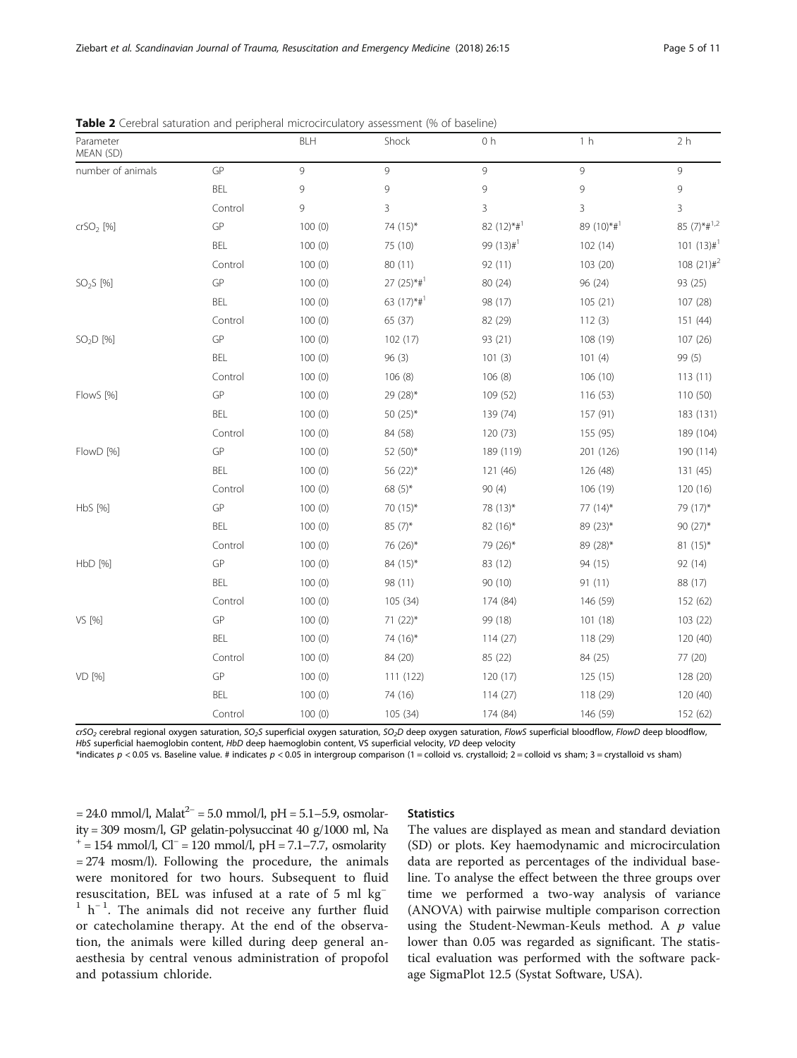**Table 2** Cerebral saturation and peripheral microcirculatory assessment (% of baseline)

| Parameter MEAN (SD) | | BLH | Shock | 0 h | 1 h | 2 h |
|---|---|---|---|---|---|---|
| number of animals | GP | 9 | 9 | 9 | 9 | 9 |
| | BEL | 9 | 9 | 9 | 9 | 9 |
| | Control | 9 | 3 | 3 | 3 | 3 |
| $crSO_2$ [%] | GP | 100 (0) | 74 (15)* | 82 (12)*#[1] | 89 (10)*#[1] | 85 (7)*#[1,2] |
| | BEL | 100 (0) | 75 (10) | 99 (13)#[1] | 102 (14) | 101 (13)#[1] |
| | Control | 100 (0) | 80 (11) | 92 (11) | 103 (20) | 108 (21)#[2] |
| $SO_2S$ [%] | GP | 100 (0) | 27 (25)*#[1] | 80 (24) | 96 (24) | 93 (25) |
| | BEL | 100 (0) | 63 (17)*#[1] | 98 (17) | 105 (21) | 107 (28) |
| | Control | 100 (0) | 65 (37) | 82 (29) | 112 (3) | 151 (44) |
| $SO_2D$ [%] | GP | 100 (0) | 102 (17) | 93 (21) | 108 (19) | 107 (26) |
| | BEL | 100 (0) | 96 (3) | 101 (3) | 101 (4) | 99 (5) |
| | Control | 100 (0) | 106 (8) | 106 (8) | 106 (10) | 113 (11) |
| FlowS [%] | GP | 100 (0) | 29 (28)* | 109 (52) | 116 (53) | 110 (50) |
| | BEL | 100 (0) | 50 (25)* | 139 (74) | 157 (91) | 183 (131) |
| | Control | 100 (0) | 84 (58) | 120 (73) | 155 (95) | 189 (104) |
| FlowD [%] | GP | 100 (0) | 52 (50)* | 189 (119) | 201 (126) | 190 (114) |
| | BEL | 100 (0) | 56 (22)* | 121 (46) | 126 (48) | 131 (45) |
| | Control | 100 (0) | 68 (5)* | 90 (4) | 106 (19) | 120 (16) |
| HbS [%] | GP | 100 (0) | 70 (15)* | 78 (13)* | 77 (14)* | 79 (17)* |
| | BEL | 100 (0) | 85 (7)* | 82 (16)* | 89 (23)* | 90 (27)* |
| | Control | 100 (0) | 76 (26)* | 79 (26)* | 89 (28)* | 81 (15)* |
| HbD [%] | GP | 100 (0) | 84 (15)* | 83 (12) | 94 (15) | 92 (14) |
| | BEL | 100 (0) | 98 (11) | 90 (10) | 91 (11) | 88 (17) |
| | Control | 100 (0) | 105 (34) | 174 (84) | 146 (59) | 152 (62) |
| VS [%] | GP | 100 (0) | 71 (22)* | 99 (18) | 101 (18) | 103 (22) |
| | BEL | 100 (0) | 74 (16)* | 114 (27) | 118 (29) | 120 (40) |
| | Control | 100 (0) | 84 (20) | 85 (22) | 84 (25) | 77 (20) |
| VD [%] | GP | 100 (0) | 111 (122) | 120 (17) | 125 (15) | 128 (20) |
| | BEL | 100 (0) | 74 (16) | 114 (27) | 118 (29) | 120 (40) |
| | Control | 100 (0) | 105 (34) | 174 (84) | 146 (59) | 152 (62) |

*$crSO_2$ cerebral regional oxygen saturation, $SO_2S$ superficial oxygen saturation, $SO_2D$ deep oxygen saturation, FlowS superficial bloodflow, FlowD deep bloodflow, HbS superficial haemoglobin content, HbD deep haemoglobin content, VS superficial velocity, VD deep velocity*

*indicates $p < 0.05$ vs. Baseline value. # indicates $p < 0.05$ in intergroup comparison (1 = colloid vs. crystalloid; 2 = colloid vs sham; 3 = crystalloid vs sham)

= 24.0 mmol/l, $Malat^{2-}$ = 5.0 mmol/l, pH = 5.1–5.9, osmolarity = 309 mosm/l, GP gelatin-polysuccinat 40 g/1000 ml, $Na^+$ = 154 mmol/l, $Cl^-$ = 120 mmol/l, pH = 7.1–7.7, osmolarity = 274 mosm/l). Following the procedure, the animals were monitored for two hours. Subsequent to fluid resuscitation, BEL was infused at a rate of 5 ml $kg^{-1}$ $h^{-1}$. The animals did not receive any further fluid or catecholamine therapy. At the end of the observation, the animals were killed during deep general anaesthesia by central venous administration of propofol and potassium chloride.

### Statistics

The values are displayed as mean and standard deviation (SD) or plots. Key haemodynamic and microcirculation data are reported as percentages of the individual baseline. To analyse the effect between the three groups over time we performed a two-way analysis of variance (ANOVA) with pairwise multiple comparison correction using the Student-Newman-Keuls method. A $p$ value lower than 0.05 was regarded as significant. The statistical evaluation was performed with the software package SigmaPlot 12.5 (Systat Software, USA).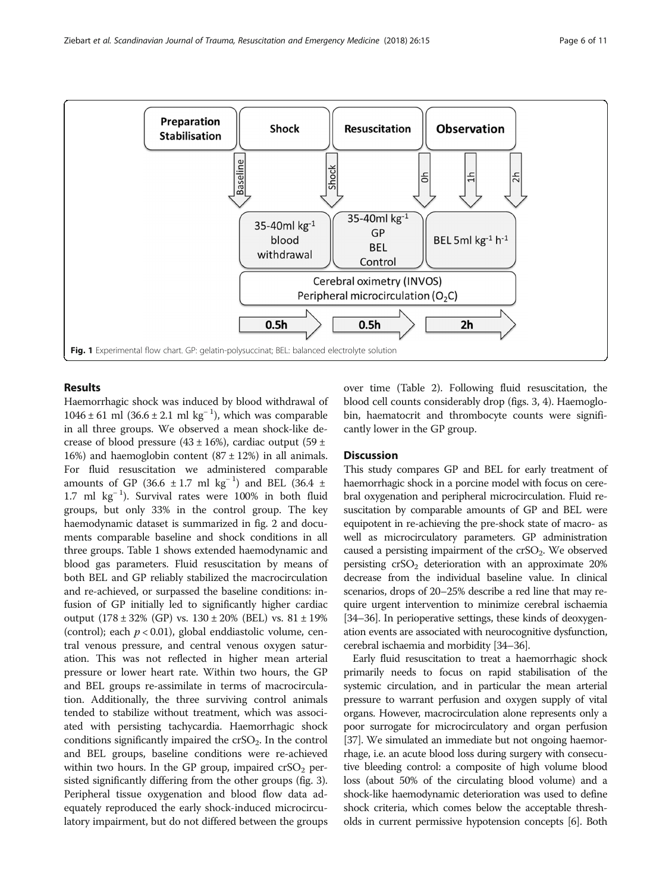Fig. 1 Experimental flow chart. GP: gelatin-polysuccinat; BEL: balanced electrolyte solution

## Results

Haemorrhagic shock was induced by blood withdrawal of $1046 \pm 61$ ml ($36.6 \pm 2.1$ ml kg$^{-1}$), which was comparable in all three groups. We observed a mean shock-like decrease of blood pressure ($43 \pm 16\%$), cardiac output ($59 \pm 16\%$) and haemoglobin content ($87 \pm 12\%$) in all animals. For fluid resuscitation we administered comparable amounts of GP ($36.6 \pm 1.7$ ml kg$^{-1}$) and BEL ($36.4 \pm 1.7$ ml kg$^{-1}$). Survival rates were 100% in both fluid groups, but only 33% in the control group. The key haemodynamic dataset is summarized in fig. 2 and documents comparable baseline and shock conditions in all three groups. Table 1 shows extended haemodynamic and blood gas parameters. Fluid resuscitation by means of both BEL and GP reliably stabilized the macrocirculation and re-achieved, or surpassed the baseline conditions: infusion of GP initially led to significantly higher cardiac output ($178 \pm 32\%$ (GP) vs. $130 \pm 20\%$ (BEL) vs. $81 \pm 19\%$ (control); each $p < 0.01$), global enddiastolic volume, central venous pressure, and central venous oxygen saturation. This was not reflected in higher mean arterial pressure or lower heart rate. Within two hours, the GP and BEL groups re-assimilate in terms of macrocirculation. Additionally, the three surviving control animals tended to stabilize without treatment, which was associated with persisting tachycardia. Haemorrhagic shock conditions significantly impaired the $crSO_2$. In the control and BEL groups, baseline conditions were re-achieved within two hours. In the GP group, impaired $crSO_2$ persisted significantly differing from the other groups (fig. 3). Peripheral tissue oxygenation and blood flow data adequately reproduced the early shock-induced microcirculatory impairment, but do not differed between the groups over time (Table 2). Following fluid resuscitation, the blood cell counts considerably drop (figs. 3, 4). Haemoglobin, haematocrit and thrombocyte counts were significantly lower in the GP group.

## Discussion

This study compares GP and BEL for early treatment of haemorrhagic shock in a porcine model with focus on cerebral oxygenation and peripheral microcirculation. Fluid resuscitation by comparable amounts of GP and BEL were equipotent in re-achieving the pre-shock state of macro- as well as microcirculatory parameters. GP administration caused a persisting impairment of the $crSO_2$. We observed persisting $crSO_2$ deterioration with an approximate 20% decrease from the individual baseline value. In clinical scenarios, drops of 20–25% describe a red line that may require urgent intervention to minimize cerebral ischaemia [34–36]. In perioperative settings, these kinds of deoxygenation events are associated with neurocognitive dysfunction, cerebral ischaemia and morbidity [34–36].

Early fluid resuscitation to treat a haemorrhagic shock primarily needs to focus on rapid stabilisation of the systemic circulation, and in particular the mean arterial pressure to warrant perfusion and oxygen supply of vital organs. However, macrocirculation alone represents only a poor surrogate for microcirculatory and organ perfusion [37]. We simulated an immediate but not ongoing haemorrhage, i.e. an acute blood loss during surgery with consecutive bleeding control: a composite of high volume blood loss (about 50% of the circulating blood volume) and a shock-like haemodynamic deterioration was used to define shock criteria, which comes below the acceptable thresholds in current permissive hypotension concepts [6]. Both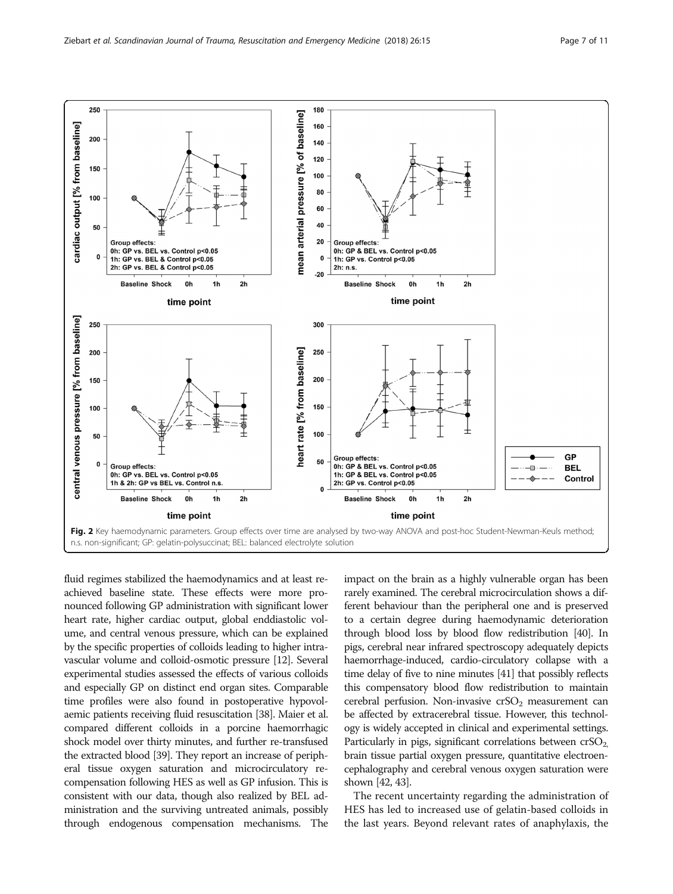Fig. 2 Key haemodynamic parameters. Group effects over time are analysed by two-way ANOVA and post-hoc Student-Newman-Keuls method; n.s. non-significant; GP: gelatin-polysuccinat; BEL: balanced electrolyte solution

fluid regimes stabilized the haemodynamics and at least re-achieved baseline state. These effects were more pronounced following GP administration with significant lower heart rate, higher cardiac output, global enddiastolic volume, and central venous pressure, which can be explained by the specific properties of colloids leading to higher intravascular volume and colloid-osmotic pressure [12]. Several experimental studies assessed the effects of various colloids and especially GP on distinct end organ sites. Comparable time profiles were also found in postoperative hypovolaemic patients receiving fluid resuscitation [38]. Maier et al. compared different colloids in a porcine haemorrhagic shock model over thirty minutes, and further re-transfused the extracted blood [39]. They report an increase of peripheral tissue oxygen saturation and microcirculatory re-compensation following HES as well as GP infusion. This is consistent with our data, though also realized by BEL administration and the surviving untreated animals, possibly through endogenous compensation mechanisms. The impact on the brain as a highly vulnerable organ has been rarely examined. The cerebral microcirculation shows a different behaviour than the peripheral one and is preserved to a certain degree during haemodynamic deterioration through blood loss by blood flow redistribution [40]. In pigs, cerebral near infrared spectroscopy adequately depicts haemorrhage-induced, cardio-circulatory collapse with a time delay of five to nine minutes [41] that possibly reflects this compensatory blood flow redistribution to maintain cerebral perfusion. Non-invasive $crSO_2$ measurement can be affected by extracerebral tissue. However, this technology is widely accepted in clinical and experimental settings. Particularly in pigs, significant correlations between $crSO_2$, brain tissue partial oxygen pressure, quantitative electroencephalography and cerebral venous oxygen saturation were shown [42, 43].

The recent uncertainty regarding the administration of HES has led to increased use of gelatin-based colloids in the last years. Beyond relevant rates of anaphylaxis, the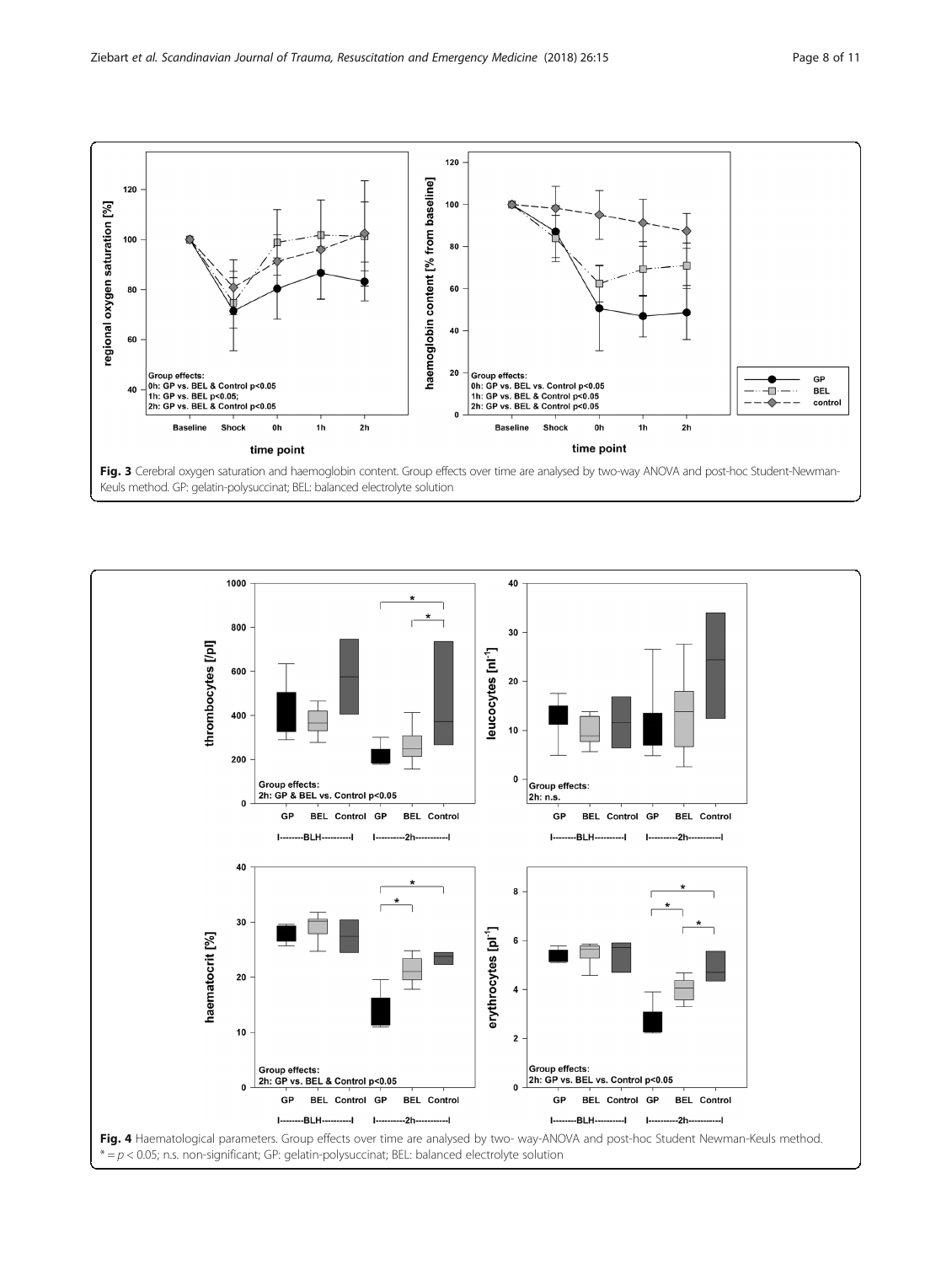**Fig. 3** Cerebral oxygen saturation and haemoglobin content. Group effects over time are analysed by two-way ANOVA and post-hoc Student-Newman-Keuls method. GP: gelatin-polysuccinat; BEL: balanced electrolyte solution

**Fig. 4** Haematological parameters. Group effects over time are analysed by two- way-ANOVA and post-hoc Student Newman-Keuls method. * = $p < 0.05$; n.s. non-significant; GP: gelatin-polysuccinat; BEL: balanced electrolyte solution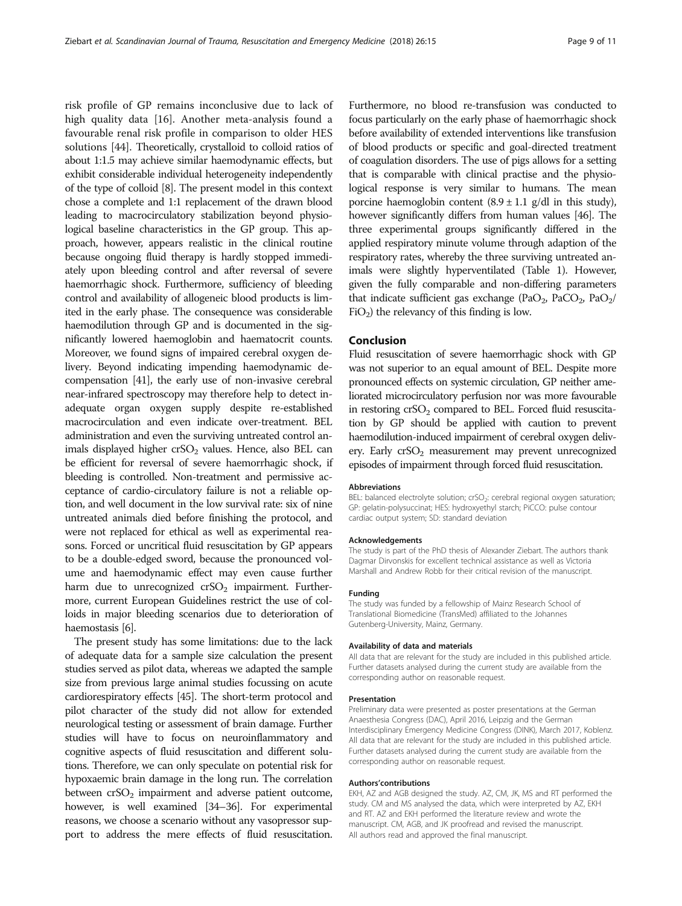risk profile of GP remains inconclusive due to lack of high quality data [16]. Another meta-analysis found a favourable renal risk profile in comparison to older HES solutions [44]. Theoretically, crystalloid to colloid ratios of about 1:1.5 may achieve similar haemodynamic effects, but exhibit considerable individual heterogeneity independently of the type of colloid [8]. The present model in this context chose a complete and 1:1 replacement of the drawn blood leading to macrocirculatory stabilization beyond physiological baseline characteristics in the GP group. This approach, however, appears realistic in the clinical routine because ongoing fluid therapy is hardly stopped immediately upon bleeding control and after reversal of severe haemorrhagic shock. Furthermore, sufficiency of bleeding control and availability of allogeneic blood products is limited in the early phase. The consequence was considerable haemodilution through GP and is documented in the significantly lowered haemoglobin and haematocrit counts. Moreover, we found signs of impaired cerebral oxygen delivery. Beyond indicating impending haemodynamic decompensation [41], the early use of non-invasive cerebral near-infrared spectroscopy may therefore help to detect inadequate organ oxygen supply despite re-established macrocirculation and even indicate over-treatment. BEL administration and even the surviving untreated control animals displayed higher $crSO_2$ values. Hence, also BEL can be efficient for reversal of severe haemorrhagic shock, if bleeding is controlled. Non-treatment and permissive acceptance of cardio-circulatory failure is not a reliable option, and well document in the low survival rate: six of nine untreated animals died before finishing the protocol, and were not replaced for ethical as well as experimental reasons. Forced or uncritical fluid resuscitation by GP appears to be a double-edged sword, because the pronounced volume and haemodynamic effect may even cause further harm due to unrecognized $crSO_2$ impairment. Furthermore, current European Guidelines restrict the use of colloids in major bleeding scenarios due to deterioration of haemostasis [6].

The present study has some limitations: due to the lack of adequate data for a sample size calculation the present studies served as pilot data, whereas we adapted the sample size from previous large animal studies focussing on acute cardiorespiratory effects [45]. The short-term protocol and pilot character of the study did not allow for extended neurological testing or assessment of brain damage. Further studies will have to focus on neuroinflammatory and cognitive aspects of fluid resuscitation and different solutions. Therefore, we can only speculate on potential risk for hypoxaemic brain damage in the long run. The correlation between $crSO_2$ impairment and adverse patient outcome, however, is well examined [34–36]. For experimental reasons, we choose a scenario without any vasopressor support to address the mere effects of fluid resuscitation. Furthermore, no blood re-transfusion was conducted to focus particularly on the early phase of haemorrhagic shock before availability of extended interventions like transfusion of blood products or specific and goal-directed treatment of coagulation disorders. The use of pigs allows for a setting that is comparable with clinical practise and the physiological response is very similar to humans. The mean porcine haemoglobin content ($8.9 \pm 1.1$ g/dl in this study), however significantly differs from human values [46]. The three experimental groups significantly differed in the applied respiratory minute volume through adaption of the respiratory rates, whereby the three surviving untreated animals were slightly hyperventilated (Table 1). However, given the fully comparable and non-differing parameters that indicate sufficient gas exchange ($PaO_2$, $PaCO_2$, $PaO_2/FiO_2$) the relevancy of this finding is low.

## Conclusion

Fluid resuscitation of severe haemorrhagic shock with GP was not superior to an equal amount of BEL. Despite more pronounced effects on systemic circulation, GP neither ameliorated microcirculatory perfusion nor was more favourable in restoring $crSO_2$ compared to BEL. Forced fluid resuscitation by GP should be applied with caution to prevent haemodilution-induced impairment of cerebral oxygen delivery. Early $crSO_2$ measurement may prevent unrecognized episodes of impairment through forced fluid resuscitation.

#### Abbreviations

BEL: balanced electrolyte solution; $crSO_2$: cerebral regional oxygen saturation; GP: gelatin-polysuccinat; HES: hydroxyethyl starch; PiCCO: pulse contour cardiac output system; SD: standard deviation

#### Acknowledgements

The study is part of the PhD thesis of Alexander Ziebart. The authors thank Dagmar Dirvonskis for excellent technical assistance as well as Victoria Marshall and Andrew Robb for their critical revision of the manuscript.

#### Funding

The study was funded by a fellowship of Mainz Research School of Translational Biomedicine (TransMed) affiliated to the Johannes Gutenberg-University, Mainz, Germany.

#### Availability of data and materials

All data that are relevant for the study are included in this published article. Further datasets analysed during the current study are available from the corresponding author on reasonable request.

#### Presentation

Preliminary data were presented as poster presentations at the German Anaesthesia Congress (DAC), April 2016, Leipzig and the German Interdisciplinary Emergency Medicine Congress (DINK), March 2017, Koblenz. All data that are relevant for the study are included in this published article. Further datasets analysed during the current study are available from the corresponding author on reasonable request.

#### Authors'contributions

EKH, AZ and AGB designed the study. AZ, CM, JK, MS and RT performed the study. CM and MS analysed the data, which were interpreted by AZ, EKH and RT. AZ and EKH performed the literature review and wrote the manuscript. CM, AGB, and JK proofread and revised the manuscript. All authors read and approved the final manuscript.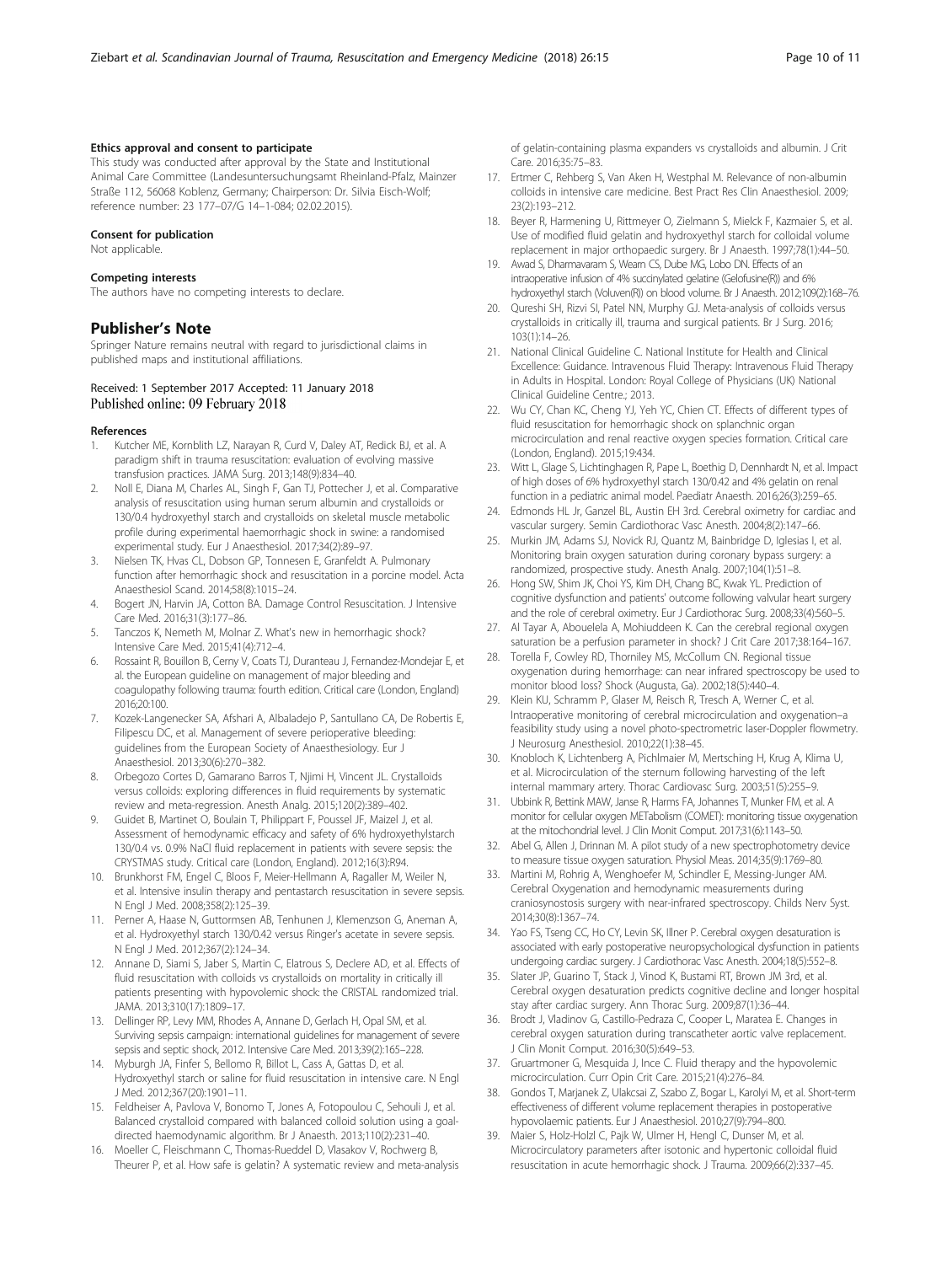#### Ethics approval and consent to participate

This study was conducted after approval by the State and Institutional Animal Care Committee (Landesuntersuchungsamt Rheinland-Pfalz, Mainzer Straße 112, 56068 Koblenz, Germany; Chairperson: Dr. Silvia Eisch-Wolf; reference number: 23 177–07/G 14–1-084; 02.02.2015).

#### Consent for publication

Not applicable.

#### Competing interests

The authors have no competing interests to declare.

### Publisher's Note

Springer Nature remains neutral with regard to jurisdictional claims in published maps and institutional affiliations.

Received: 1 September 2017 Accepted: 11 January 2018
Published online: 09 February 2018

#### References

1. Kutcher ME, Kornblith LZ, Narayan R, Curd V, Daley AT, Redick BJ, et al. A paradigm shift in trauma resuscitation: evaluation of evolving massive transfusion practices. JAMA Surg. 2013;148(9):834–40.
2. Noll E, Diana M, Charles AL, Singh F, Gan TJ, Pottecher J, et al. Comparative analysis of resuscitation using human serum albumin and crystalloids or 130/0.4 hydroxyethyl starch and crystalloids on skeletal muscle metabolic profile during experimental haemorrhagic shock in swine: a randomised experimental study. Eur J Anaesthesiol. 2017;34(2):89–97.
3. Nielsen TK, Hvas CL, Dobson GP, Tonnesen E, Granfeldt A. Pulmonary function after hemorrhagic shock and resuscitation in a porcine model. Acta Anaesthesiol Scand. 2014;58(8):1015–24.
4. Bogert JN, Harvin JA, Cotton BA. Damage Control Resuscitation. J Intensive Care Med. 2016;31(3):177–86.
5. Tanczos K, Nemeth M, Molnar Z. What's new in hemorrhagic shock? Intensive Care Med. 2015;41(4):712–4.
6. Rossaint R, Bouillon B, Cerny V, Coats TJ, Duranteau J, Fernandez-Mondejar E, et al. the European guideline on management of major bleeding and coagulopathy following trauma: fourth edition. Critical care (London, England) 2016;20:100.
7. Kozek-Langenecker SA, Afshari A, Albaladejo P, Santullano CA, De Robertis E, Filipescu DC, et al. Management of severe perioperative bleeding: guidelines from the European Society of Anaesthesiology. Eur J Anaesthesiol. 2013;30(6):270–382.
8. Orbegozo Cortes D, Gamarano Barros T, Njimi H, Vincent JL. Crystalloids versus colloids: exploring differences in fluid requirements by systematic review and meta-regression. Anesth Analg. 2015;120(2):389–402.
9. Guidet B, Martinet O, Boulain T, Philippart F, Poussel JF, Maizel J, et al. Assessment of hemodynamic efficacy and safety of 6% hydroxyethylstarch 130/0.4 vs. 0.9% NaCl fluid replacement in patients with severe sepsis: the CRYSTMAS study. Critical care (London, England). 2012;16(3):R94.
10. Brunkhorst FM, Engel C, Bloos F, Meier-Hellmann A, Ragaller M, Weiler N, et al. Intensive insulin therapy and pentastarch resuscitation in severe sepsis. N Engl J Med. 2008;358(2):125–39.
11. Perner A, Haase N, Guttormsen AB, Tenhunen J, Klemenzson G, Aneman A, et al. Hydroxyethyl starch 130/0.42 versus Ringer's acetate in severe sepsis. N Engl J Med. 2012;367(2):124–34.
12. Annane D, Siami S, Jaber S, Martin C, Elatrous S, Declere AD, et al. Effects of fluid resuscitation with colloids vs crystalloids on mortality in critically ill patients presenting with hypovolemic shock: the CRISTAL randomized trial. JAMA. 2013;310(17):1809–17.
13. Dellinger RP, Levy MM, Rhodes A, Annane D, Gerlach H, Opal SM, et al. Surviving sepsis campaign: international guidelines for management of severe sepsis and septic shock, 2012. Intensive Care Med. 2013;39(2):165–228.
14. Myburgh JA, Finfer S, Bellomo R, Billot L, Cass A, Gattas D, et al. Hydroxyethyl starch or saline for fluid resuscitation in intensive care. N Engl J Med. 2012;367(20):1901–11.
15. Feldheiser A, Pavlova V, Bonomo T, Jones A, Fotopoulou C, Sehouli J, et al. Balanced crystalloid compared with balanced colloid solution using a goal-directed haemodynamic algorithm. Br J Anaesth. 2013;110(2):231–40.
16. Moeller C, Fleischmann C, Thomas-Rueddel D, Vlasakov V, Rochwerg B, Theurer P, et al. How safe is gelatin? A systematic review and meta-analysis of gelatin-containing plasma expanders vs crystalloids and albumin. J Crit Care. 2016;35:75–83.
17. Ertmer C, Rehberg S, Van Aken H, Westphal M. Relevance of non-albumin colloids in intensive care medicine. Best Pract Res Clin Anaesthesiol. 2009; 23(2):193–212.
18. Beyer R, Harmening U, Rittmeyer O, Zielmann S, Mielck F, Kazmaier S, et al. Use of modified fluid gelatin and hydroxyethyl starch for colloidal volume replacement in major orthopaedic surgery. Br J Anaesth. 1997;78(1):44–50.
19. Awad S, Dharmavaram S, Wearn CS, Dube MG, Lobo DN. Effects of an intraoperative infusion of 4% succinylated gelatine (Gelofusine(R)) and 6% hydroxyethyl starch (Voluven(R)) on blood volume. Br J Anaesth. 2012;109(2):168–76.
20. Qureshi SH, Rizvi SI, Patel NN, Murphy GJ. Meta-analysis of colloids versus crystalloids in critically ill, trauma and surgical patients. Br J Surg. 2016; 103(1):14–26.
21. National Clinical Guideline C. National Institute for Health and Clinical Excellence: Guidance. Intravenous Fluid Therapy: Intravenous Fluid Therapy in Adults in Hospital. London: Royal College of Physicians (UK) National Clinical Guideline Centre.; 2013.
22. Wu CY, Chan KC, Cheng YJ, Yeh YC, Chien CT. Effects of different types of fluid resuscitation for hemorrhagic shock on splanchnic organ microcirculation and renal reactive oxygen species formation. Critical care (London, England). 2015;19:434.
23. Witt L, Glage S, Lichtinghagen R, Pape L, Boethig D, Dennhardt N, et al. Impact of high doses of 6% hydroxyethyl starch 130/0.42 and 4% gelatin on renal function in a pediatric animal model. Paediatr Anaesth. 2016;26(3):259–65.
24. Edmonds HL Jr, Ganzel BL, Austin EH 3rd. Cerebral oximetry for cardiac and vascular surgery. Semin Cardiothorac Vasc Anesth. 2004;8(2):147–66.
25. Murkin JM, Adams SJ, Novick RJ, Quantz M, Bainbridge D, Iglesias I, et al. Monitoring brain oxygen saturation during coronary bypass surgery: a randomized, prospective study. Anesth Analg. 2007;104(1):51–8.
26. Hong SW, Shim JK, Choi YS, Kim DH, Chang BC, Kwak YL. Prediction of cognitive dysfunction and patients' outcome following valvular heart surgery and the role of cerebral oximetry. Eur J Cardiothorac Surg. 2008;33(4):560–5.
27. Al Tayar A, Abouelela A, Mohiuddeen K. Can the cerebral regional oxygen saturation be a perfusion parameter in shock? J Crit Care 2017;38:164–167.
28. Torella F, Cowley RD, Thorniley MS, McCollum CN. Regional tissue oxygenation during hemorrhage: can near infrared spectroscopy be used to monitor blood loss? Shock (Augusta, Ga). 2002;18(5):440–4.
29. Klein KU, Schramm P, Glaser M, Reisch R, Tresch A, Werner C, et al. Intraoperative monitoring of cerebral microcirculation and oxygenation--a feasibility study using a novel photo-spectrometric laser-Doppler flowmetry. J Neurosurg Anesthesiol. 2010;22(1):38–45.
30. Knobloch K, Lichtenberg A, Pichlmaier M, Mertsching H, Krug A, Klima U, et al. Microcirculation of the sternum following harvesting of the left internal mammary artery. Thorac Cardiovasc Surg. 2003;51(5):255–9.
31. Ubbink R, Bettink MAW, Janse R, Harms FA, Johannes T, Munker FM, et al. A monitor for cellular oxygen METabolism (COMET): monitoring tissue oxygenation at the mitochondrial level. J Clin Monit Comput. 2017;31(6):1143–50.
32. Abel G, Allen J, Drinnan M. A pilot study of a new spectrophotometry device to measure tissue oxygen saturation. Physiol Meas. 2014;35(9):1769–80.
33. Martini M, Rohrig A, Wenghoefer M, Schindler E, Messing-Junger AM. Cerebral Oxygenation and hemodynamic measurements during craniosynostosis surgery with near-infrared spectroscopy. Childs Nerv Syst. 2014;30(8):1367–74.
34. Yao FS, Tseng CC, Ho CY, Levin SK, Illner P. Cerebral oxygen desaturation is associated with early postoperative neuropsychological dysfunction in patients undergoing cardiac surgery. J Cardiothorac Vasc Anesth. 2004;18(5):552–8.
35. Slater JP, Guarino T, Stack J, Vinod K, Bustami RT, Brown JM 3rd, et al. Cerebral oxygen desaturation predicts cognitive decline and longer hospital stay after cardiac surgery. Ann Thorac Surg. 2009;87(1):36–44.
36. Brodt J, Vladinov G, Castillo-Pedraza C, Cooper L, Maratea E. Changes in cerebral oxygen saturation during transcatheter aortic valve replacement. J Clin Monit Comput. 2016;30(5):649–53.
37. Gruartmoner G, Mesquida J, Ince C. Fluid therapy and the hypovolemic microcirculation. Curr Opin Crit Care. 2015;21(4):276–84.
38. Gondos T, Marjanek Z, Ulakcsai Z, Szabo Z, Bogar L, Karolyi M, et al. Short-term effectiveness of different volume replacement therapies in postoperative hypovolaemic patients. Eur J Anaesthesiol. 2010;27(9):794–800.
39. Maier S, Holz-Holzl C, Pajk W, Ulmer H, Hengl C, Dunser M, et al. Microcirculatory parameters after isotonic and hypertonic colloidal fluid resuscitation in acute hemorrhagic shock. J Trauma. 2009;66(2):337–45.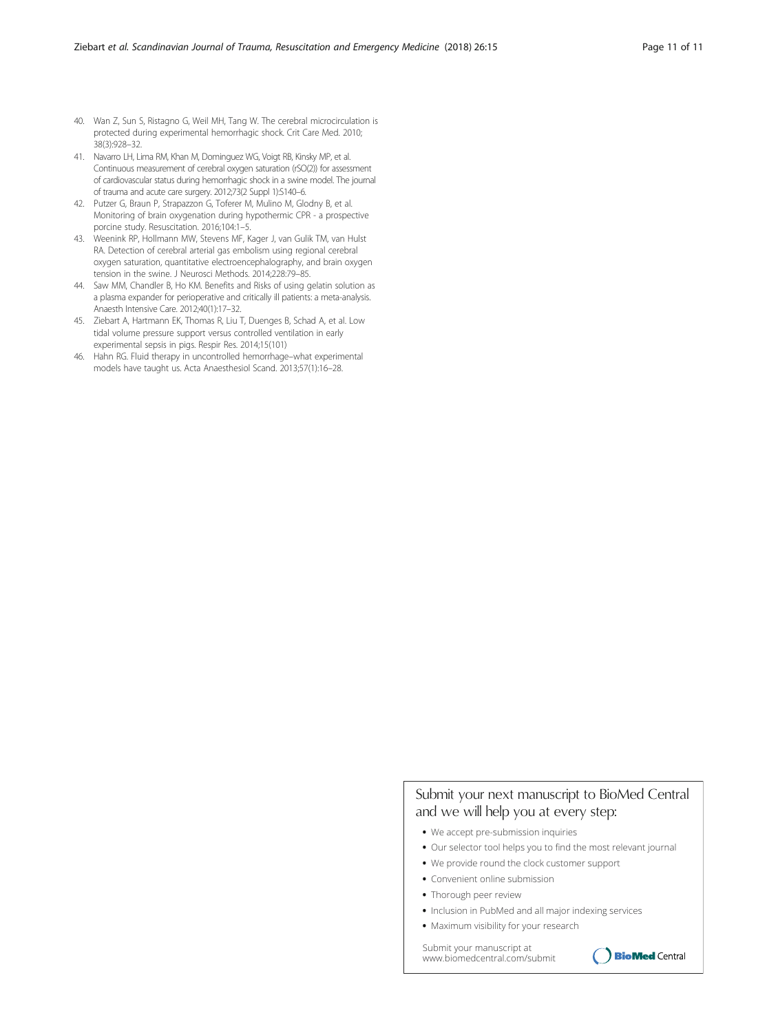40. Wan Z, Sun S, Ristagno G, Weil MH, Tang W. The cerebral microcirculation is protected during experimental hemorrhagic shock. Crit Care Med. 2010; 38(3):928–32.
41. Navarro LH, Lima RM, Khan M, Dominguez WG, Voigt RB, Kinsky MP, et al. Continuous measurement of cerebral oxygen saturation (rSO(2)) for assessment of cardiovascular status during hemorrhagic shock in a swine model. The journal of trauma and acute care surgery. 2012;73(2 Suppl 1):S140–6.
42. Putzer G, Braun P, Strapazzon G, Toferer M, Mulino M, Glodny B, et al. Monitoring of brain oxygenation during hypothermic CPR - a prospective porcine study. Resuscitation. 2016;104:1–5.
43. Weenink RP, Hollmann MW, Stevens MF, Kager J, van Gulik TM, van Hulst RA. Detection of cerebral arterial gas embolism using regional cerebral oxygen saturation, quantitative electroencephalography, and brain oxygen tension in the swine. J Neurosci Methods. 2014;228:79–85.
44. Saw MM, Chandler B, Ho KM. Benefits and Risks of using gelatin solution as a plasma expander for perioperative and critically ill patients: a meta-analysis. Anaesth Intensive Care. 2012;40(1):17–32.
45. Ziebart A, Hartmann EK, Thomas R, Liu T, Duenges B, Schad A, et al. Low tidal volume pressure support versus controlled ventilation in early experimental sepsis in pigs. Respir Res. 2014;15(101)
46. Hahn RG. Fluid therapy in uncontrolled hemorrhage–what experimental models have taught us. Acta Anaesthesiol Scand. 2013;57(1):16–28.

Submit your next manuscript to BioMed Central and we will help you at every step:

- We accept pre-submission inquiries
- Our selector tool helps you to find the most relevant journal
- We provide round the clock customer support
- Convenient online submission
- Thorough peer review
- Inclusion in PubMed and all major indexing services
- Maximum visibility for your research

Submit your manuscript at www.biomedcentral.com/submit

BioMed Central